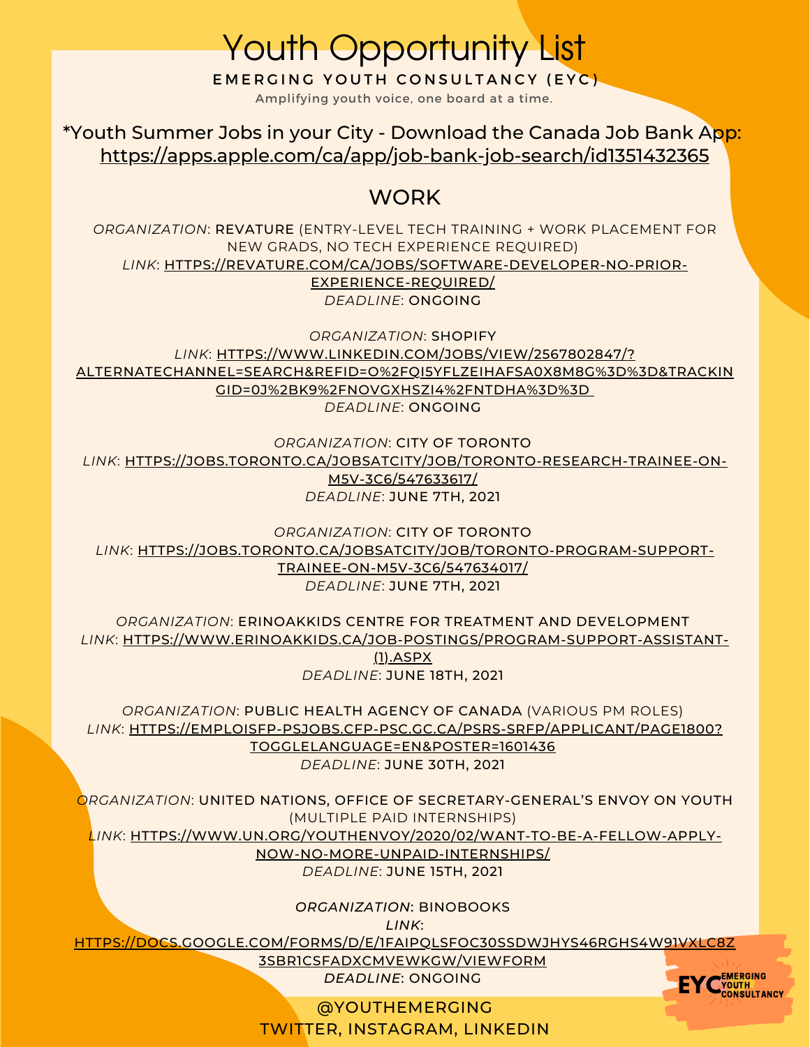# Youth Opportunity List

**EMERGING YOUTH CONSULTANCY (EYC)**

Amplifying youth voice, one board at a time.

*Youth Summer Jobs in your City - Download the Canada Job Bank App: https://apps.apple.com/ca/app/job-bank-job-search/id1351432365

## WORK

*ORGANIZATION*: REVATURE (ENTRY-LEVEL TECH TRAINING + WORK PLACEMENT FOR NEW GRADS, NO TECH EXPERIENCE REQUIRED)
*LINK*: HTTPS://REVATURE.COM/CA/JOBS/SOFTWARE-DEVELOPER-NO-PRIOR-EXPERIENCE-REQUIRED/
*DEADLINE*: ONGOING

*ORGANIZATION*: SHOPIFY
*LINK*: HTTPS://WWW.LINKEDIN.COM/JOBS/VIEW/2567802847/?ALTERNATECHANNEL=SEARCH&REFID=O%2FQI5YFLZEIHAFSA0X8M8G%3D%3D&TRACKINGID=0J%2BK9%2FNOVGXHSZI4%2FNTDHA%3D%3D
*DEADLINE*: ONGOING

*ORGANIZATION*: CITY OF TORONTO
*LINK*: HTTPS://JOBS.TORONTO.CA/JOBSATCITY/JOB/TORONTO-RESEARCH-TRAINEE-ON-M5V-3C6/547633617/
*DEADLINE*: JUNE 7TH, 2021

*ORGANIZATION*: CITY OF TORONTO
*LINK*: HTTPS://JOBS.TORONTO.CA/JOBSATCITY/JOB/TORONTO-PROGRAM-SUPPORT-TRAINEE-ON-M5V-3C6/547634017/
*DEADLINE*: JUNE 7TH, 2021

*ORGANIZATION*: ERINOAKKIDS CENTRE FOR TREATMENT AND DEVELOPMENT
*LINK*: HTTPS://WWW.ERINOAKKIDS.CA/JOB-POSTINGS/PROGRAM-SUPPORT-ASSISTANT-(1).ASPX
*DEADLINE*: JUNE 18TH, 2021

*ORGANIZATION*: PUBLIC HEALTH AGENCY OF CANADA (VARIOUS PM ROLES)
*LINK*: HTTPS://EMPLOISFP-PSJOBS.CFP-PSC.GC.CA/PSRS-SRFP/APPLICANT/PAGE1800?TOGGLELANGUAGE=EN&POSTER=1601436
*DEADLINE*: JUNE 30TH, 2021

*ORGANIZATION*: UNITED NATIONS, OFFICE OF SECRETARY-GENERAL'S ENVOY ON YOUTH (MULTIPLE PAID INTERNSHIPS)
*LINK*: HTTPS://WWW.UN.ORG/YOUTHENVOY/2020/02/WANT-TO-BE-A-FELLOW-APPLY-NOW-NO-MORE-UNPAID-INTERNSHIPS/
*DEADLINE*: JUNE 15TH, 2021

*ORGANIZATION*: BINOBOOKS
*LINK*: HTTPS://DOCS.GOOGLE.COM/FORMS/D/E/1FAIPQLSFOC30SSDWJHYS46RGHS4W91VXLC8Z3SBR1CSFADXCMVEWKGW/VIEWFORM
*DEADLINE*: ONGOING

@YOUTHEMERGING
TWITTER, INSTAGRAM, LINKEDIN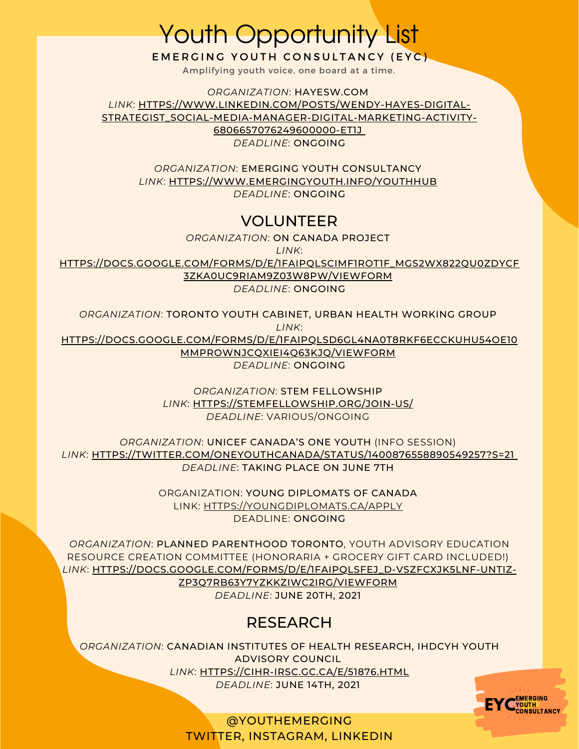# Youth Opportunity List

EMERGING YOUTH CONSULTANCY (EYC)

Amplifying youth voice, one board at a time.

*ORGANIZATION*: HAYESW.COM
*LINK*: HTTPS://WWW.LINKEDIN.COM/POSTS/WENDY-HAYES-DIGITAL-STRATEGIST_SOCIAL-MEDIA-MANAGER-DIGITAL-MARKETING-ACTIVITY-6806657076249600000-ET1J
*DEADLINE*: ONGOING

*ORGANIZATION*: EMERGING YOUTH CONSULTANCY
*LINK*: HTTPS://WWW.EMERGINGYOUTH.INFO/YOUTHHUB
*DEADLINE*: ONGOING

## VOLUNTEER

*ORGANIZATION*: ON CANADA PROJECT
*LINK*: HTTPS://DOCS.GOOGLE.COM/FORMS/D/E/1FAIPQLSCIMF1ROT1F_MGS2WX822QU0ZDYCF3ZKA0UC9RIAM9Z03W8PW/VIEWFORM
*DEADLINE*: ONGOING

*ORGANIZATION*: TORONTO YOUTH CABINET, URBAN HEALTH WORKING GROUP
*LINK*: HTTPS://DOCS.GOOGLE.COM/FORMS/D/E/1FAIPQLSD6GL4NA0T8RKF6ECCKUHU54OE10MMPROWNJCQXIEI4Q63KJQ/VIEWFORM
*DEADLINE*: ONGOING

*ORGANIZATION*: STEM FELLOWSHIP
*LINK*: HTTPS://STEMFELLOWSHIP.ORG/JOIN-US/
*DEADLINE*: VARIOUS/ONGOING

*ORGANIZATION*: UNICEF CANADA'S ONE YOUTH (INFO SESSION)
*LINK*: HTTPS://TWITTER.COM/ONEYOUTHCANADA/STATUS/1400876558890549257?S=21
*DEADLINE*: TAKING PLACE ON JUNE 7TH

ORGANIZATION: YOUNG DIPLOMATS OF CANADA
LINK: HTTPS://YOUNGDIPLOMATS.CA/APPLY
DEADLINE: ONGOING

*ORGANIZATION*: PLANNED PARENTHOOD TORONTO, YOUTH ADVISORY EDUCATION RESOURCE CREATION COMMITTEE (HONORARIA + GROCERY GIFT CARD INCLUDED!)
*LINK*: HTTPS://DOCS.GOOGLE.COM/FORMS/D/E/1FAIPQLSFEJ_D-VSZFCXJK5LNF-UNTIZ-ZP3Q7RB63Y7YZKKZIWC2IRG/VIEWFORM
*DEADLINE*: JUNE 20TH, 2021

## RESEARCH

*ORGANIZATION*: CANADIAN INSTITUTES OF HEALTH RESEARCH, IHDCYH YOUTH ADVISORY COUNCIL
*LINK*: HTTPS://CIHR-IRSC.GC.CA/E/51876.HTML
*DEADLINE*: JUNE 14TH, 2021

@YOUTHEMERGING
TWITTER, INSTAGRAM, LINKEDIN

EYC EMERGING YOUTH CONSULTANCY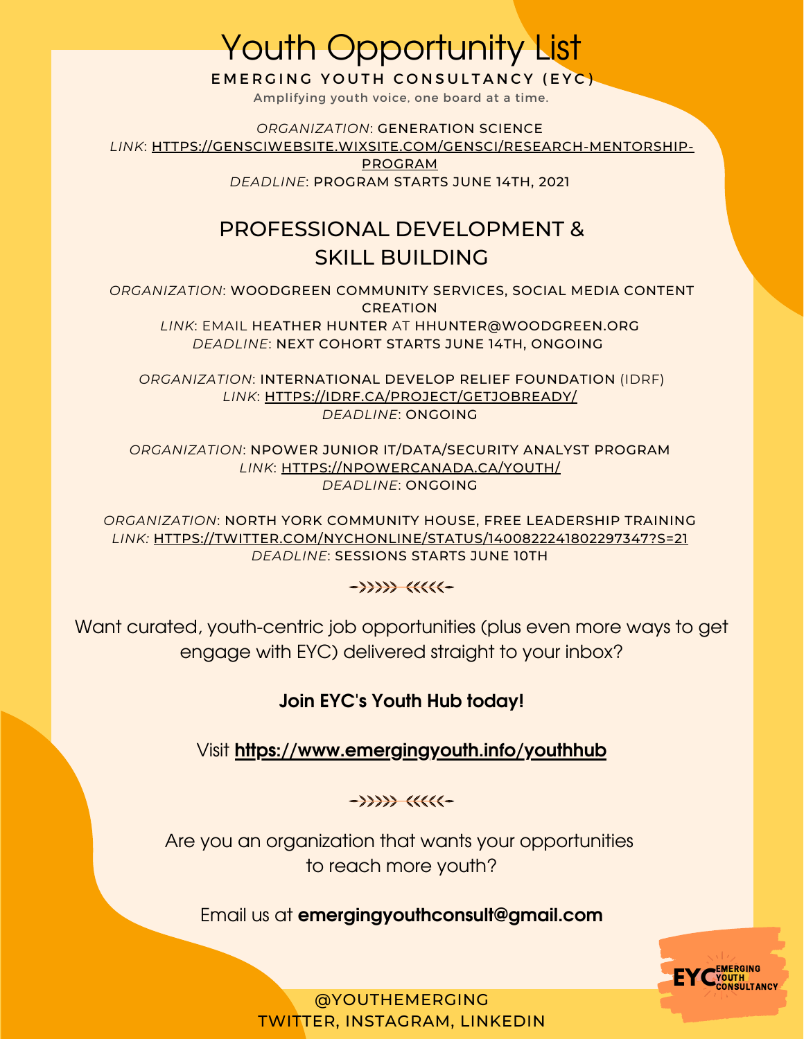# Youth Opportunity List

**EMERGING YOUTH CONSULTANCY (EYC)**

Amplifying youth voice, one board at a time.

*ORGANIZATION*: GENERATION SCIENCE
*LINK*: HTTPS://GENSCIWEBSITE.WIXSITE.COM/GENSCI/RESEARCH-MENTORSHIP-PROGRAM
*DEADLINE*: PROGRAM STARTS JUNE 14TH, 2021

## PROFESSIONAL DEVELOPMENT & SKILL BUILDING

*ORGANIZATION*: WOODGREEN COMMUNITY SERVICES, SOCIAL MEDIA CONTENT CREATION
*LINK*: EMAIL HEATHER HUNTER AT HHUNTER@WOODGREEN.ORG
*DEADLINE*: NEXT COHORT STARTS JUNE 14TH, ONGOING

*ORGANIZATION*: INTERNATIONAL DEVELOP RELIEF FOUNDATION (IDRF)
*LINK*: HTTPS://IDRF.CA/PROJECT/GETJOBREADY/
*DEADLINE*: ONGOING

*ORGANIZATION*: NPOWER JUNIOR IT/DATA/SECURITY ANALYST PROGRAM
*LINK*: HTTPS://NPOWERCANADA.CA/YOUTH/
*DEADLINE*: ONGOING

*ORGANIZATION*: NORTH YORK COMMUNITY HOUSE, FREE LEADERSHIP TRAINING
*LINK:* HTTPS://TWITTER.COM/NYCHONLINE/STATUS/1400822241802297347?S=21
*DEADLINE*: SESSIONS STARTS JUNE 10TH

Want curated, youth-centric job opportunities (plus even more ways to get engage with EYC) delivered straight to your inbox?

**Join EYC's Youth Hub today!**

Visit **https://www.emergingyouth.info/youthhub**

Are you an organization that wants your opportunities to reach more youth?

Email us at **emergingyouthconsult@gmail.com**

EYC EMERGING YOUTH CONSULTANCY

@YOUTHEMERGING
TWITTER, INSTAGRAM, LINKEDIN